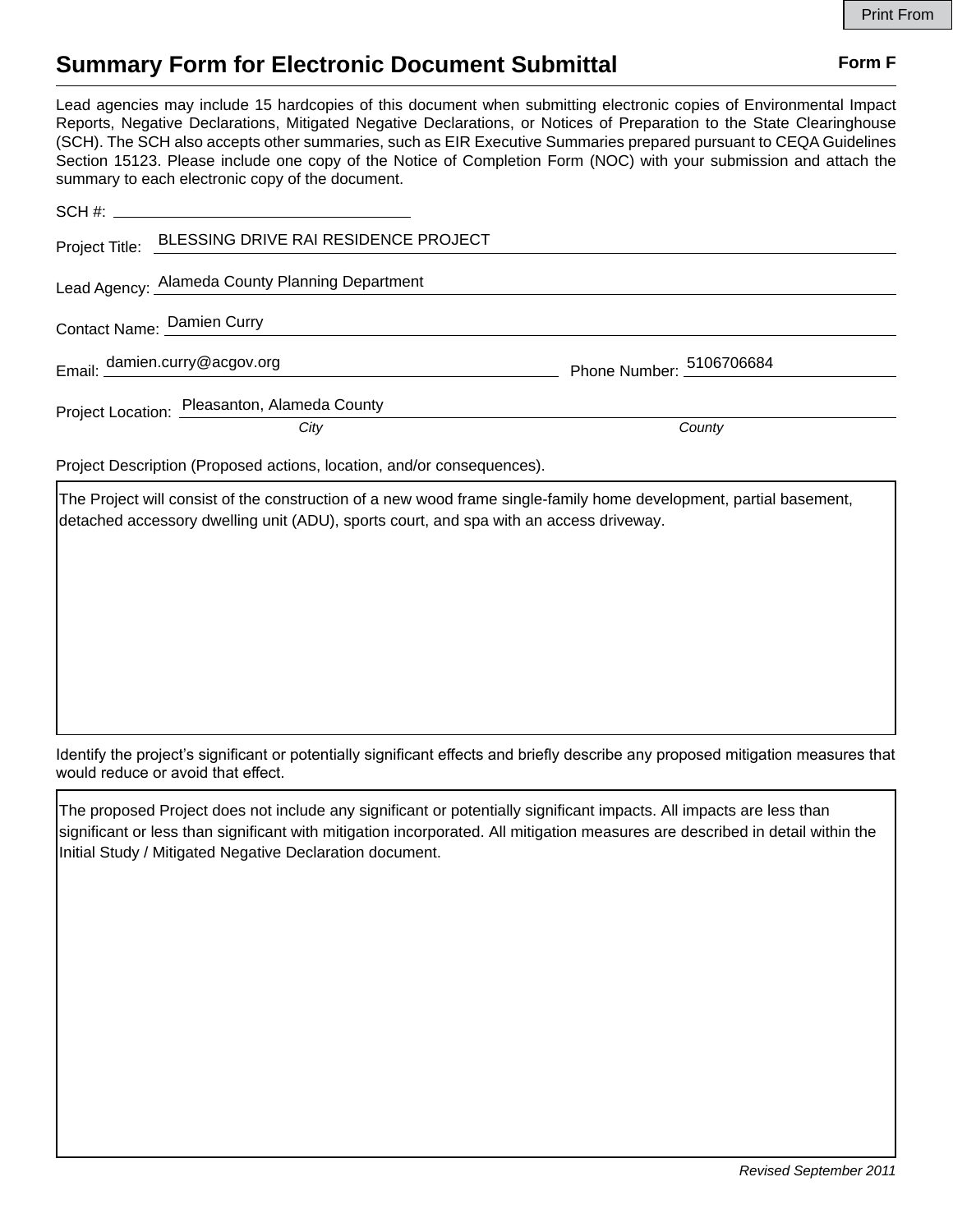# Summary Form for Electronic Document Submittal

**Form F**

Lead agencies may include 15 hardcopies of this document when submitting electronic copies of Environmental Impact Reports, Negative Declarations, Mitigated Negative Declarations, or Notices of Preparation to the State Clearinghouse (SCH). The SCH also accepts other summaries, such as EIR Executive Summaries prepared pursuant to CEQA Guidelines Section 15123. Please include one copy of the Notice of Completion Form (NOC) with your submission and attach the summary to each electronic copy of the document.

SCH #: ______________________

Project Title: BLESSING DRIVE RAI RESIDENCE PROJECT

Lead Agency: Alameda County Planning Department

Contact Name: Damien Curry

Email: damien.curry@acgov.org    Phone Number: 5106706684

Project Location: Pleasanton, Alameda County
*City*    *County*

Project Description (Proposed actions, location, and/or consequences).

The Project will consist of the construction of a new wood frame single-family home development, partial basement, detached accessory dwelling unit (ADU), sports court, and spa with an access driveway.

Identify the project's significant or potentially significant effects and briefly describe any proposed mitigation measures that would reduce or avoid that effect.

The proposed Project does not include any significant or potentially significant impacts. All impacts are less than significant or less than significant with mitigation incorporated. All mitigation measures are described in detail within the Initial Study / Mitigated Negative Declaration document.

*Revised September 2011*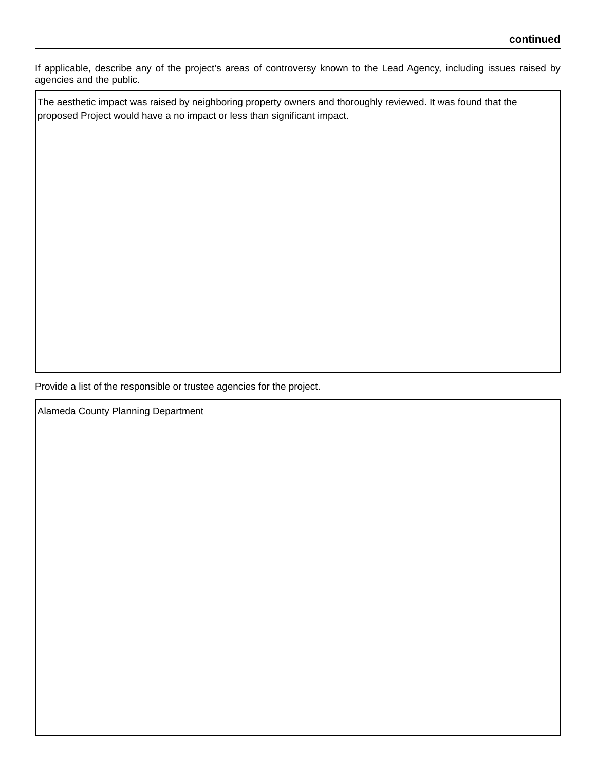**continued**

If applicable, describe any of the project's areas of controversy known to the Lead Agency, including issues raised by agencies and the public.

The aesthetic impact was raised by neighboring property owners and thoroughly reviewed. It was found that the proposed Project would have a no impact or less than significant impact.

Provide a list of the responsible or trustee agencies for the project.

Alameda County Planning Department